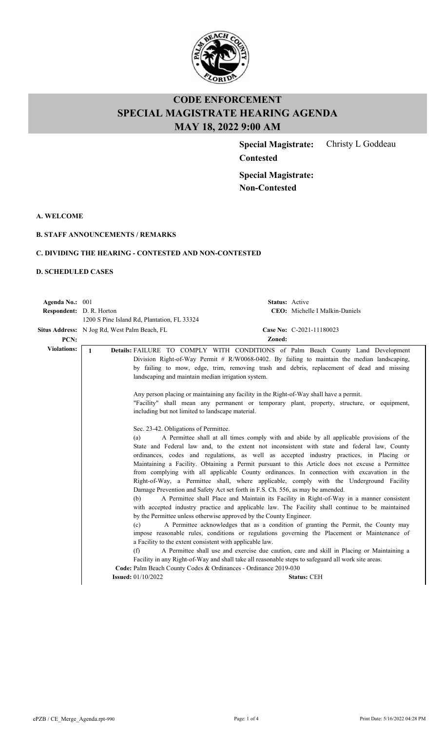# CODE ENFORCEMENT
# SPECIAL MAGISTRATE HEARING AGENDA
# MAY 18, 2022 9:00 AM

**Special Magistrate: Contested** Christy L Goddeau

**Special Magistrate: Non-Contested**

**A. WELCOME**

**B. STAFF ANNOUNCEMENTS / REMARKS**

**C. DIVIDING THE HEARING - CONTESTED AND NON-CONTESTED**

**D. SCHEDULED CASES**

**Agenda No.:** 001 **Status:** Active

**Respondent:** D. R. Horton **CEO:** Michelle I Malkin-Daniels

1200 S Pine Island Rd, Plantation, FL 33324

**Situs Address:** N Jog Rd, West Palm Beach, FL **Case No:** C-2021-11180023

**PCN:** **Zoned:**

**Violations:**

**1** **Details:** FAILURE TO COMPLY WITH CONDITIONS of Palm Beach County Land Development Division Right-of-Way Permit # R/W0068-0402. By failing to maintain the median landscaping, by failing to mow, edge, trim, removing trash and debris, replacement of dead and missing landscaping and maintain median irrigation system.

Any person placing or maintaining any facility in the Right-of-Way shall have a permit.
"Facility" shall mean any permanent or temporary plant, property, structure, or equipment, including but not limited to landscape material.

Sec. 23-42. Obligations of Permittee.

(a) A Permittee shall at all times comply with and abide by all applicable provisions of the State and Federal law and, to the extent not inconsistent with state and federal law, County ordinances, codes and regulations, as well as accepted industry practices, in Placing or Maintaining a Facility. Obtaining a Permit pursuant to this Article does not excuse a Permittee from complying with all applicable County ordinances. In connection with excavation in the Right-of-Way, a Permittee shall, where applicable, comply with the Underground Facility Damage Prevention and Safety Act set forth in F.S. Ch. 556, as may be amended.

(b) A Permittee shall Place and Maintain its Facility in Right-of-Way in a manner consistent with accepted industry practice and applicable law. The Facility shall continue to be maintained by the Permittee unless otherwise approved by the County Engineer.

(c) A Permittee acknowledges that as a condition of granting the Permit, the County may impose reasonable rules, conditions or regulations governing the Placement or Maintenance of a Facility to the extent consistent with applicable law.

(f) A Permittee shall use and exercise due caution, care and skill in Placing or Maintaining a Facility in any Right-of-Way and shall take all reasonable steps to safeguard all work site areas.

**Code:** Palm Beach County Codes & Ordinances - Ordinance 2019-030

**Issued:** 01/10/2022 **Status:** CEH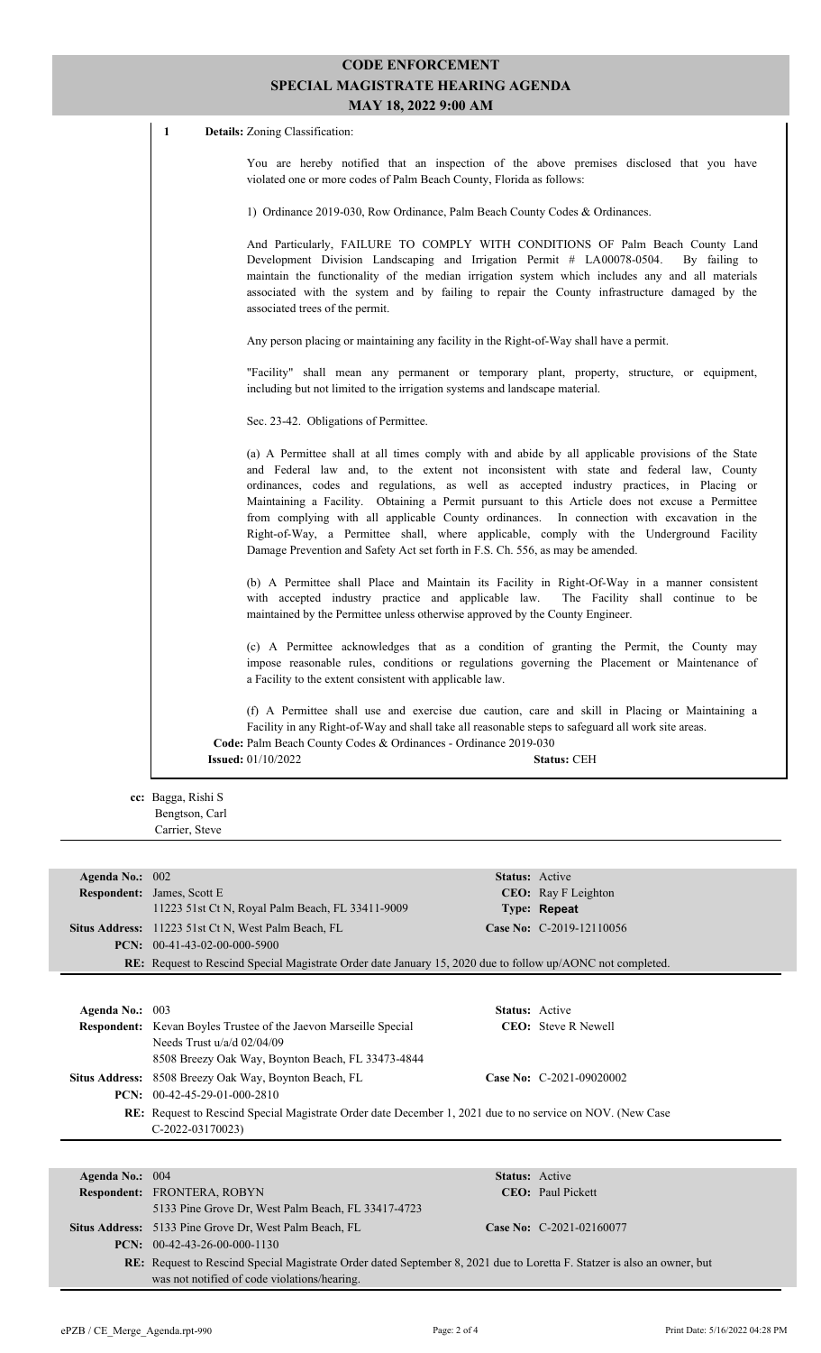# CODE ENFORCEMENT
## SPECIAL MAGISTRATE HEARING AGENDA
### MAY 18, 2022 9:00 AM

**1 Details:** Zoning Classification:

You are hereby notified that an inspection of the above premises disclosed that you have violated one or more codes of Palm Beach County, Florida as follows:

1) Ordinance 2019-030, Row Ordinance, Palm Beach County Codes & Ordinances.

And Particularly, FAILURE TO COMPLY WITH CONDITIONS OF Palm Beach County Land Development Division Landscaping and Irrigation Permit # LA00078-0504. By failing to maintain the functionality of the median irrigation system which includes any and all materials associated with the system and by failing to repair the County infrastructure damaged by the associated trees of the permit.

Any person placing or maintaining any facility in the Right-of-Way shall have a permit.

"Facility" shall mean any permanent or temporary plant, property, structure, or equipment, including but not limited to the irrigation systems and landscape material.

Sec. 23-42. Obligations of Permittee.

(a) A Permittee shall at all times comply with and abide by all applicable provisions of the State and Federal law and, to the extent not inconsistent with state and federal law, County ordinances, codes and regulations, as well as accepted industry practices, in Placing or Maintaining a Facility. Obtaining a Permit pursuant to this Article does not excuse a Permittee from complying with all applicable County ordinances. In connection with excavation in the Right-of-Way, a Permittee shall, where applicable, comply with the Underground Facility Damage Prevention and Safety Act set forth in F.S. Ch. 556, as may be amended.

(b) A Permittee shall Place and Maintain its Facility in Right-Of-Way in a manner consistent with accepted industry practice and applicable law. The Facility shall continue to be maintained by the Permittee unless otherwise approved by the County Engineer.

(c) A Permittee acknowledges that as a condition of granting the Permit, the County may impose reasonable rules, conditions or regulations governing the Placement or Maintenance of a Facility to the extent consistent with applicable law.

(f) A Permittee shall use and exercise due caution, care and skill in Placing or Maintaining a Facility in any Right-of-Way and shall take all reasonable steps to safeguard all work site areas.

**Code:** Palm Beach County Codes & Ordinances - Ordinance 2019-030

**Issued:** 01/10/2022 **Status:** CEH

**cc:** Bagga, Rishi S
Bengtson, Carl
Carrier, Steve

---

**Agenda No.:** 002 **Status:** Active
**Respondent:** James, Scott E
11223 51st Ct N, Royal Palm Beach, FL 33411-9009
**CEO:** Ray F Leighton
**Type: Repeat**
**Situs Address:** 11223 51st Ct N, West Palm Beach, FL **Case No:** C-2019-12110056
**PCN:** 00-41-43-02-00-000-5900
**RE:** Request to Rescind Special Magistrate Order date January 15, 2020 due to follow up/AONC not completed.

---

**Agenda No.:** 003 **Status:** Active
**Respondent:** Kevan Boyles Trustee of the Jaevon Marseille Special Needs Trust u/a/d 02/04/09
8508 Breezy Oak Way, Boynton Beach, FL 33473-4844
**CEO:** Steve R Newell
**Situs Address:** 8508 Breezy Oak Way, Boynton Beach, FL **Case No:** C-2021-09020002
**PCN:** 00-42-45-29-01-000-2810
**RE:** Request to Rescind Special Magistrate Order date December 1, 2021 due to no service on NOV. (New Case C-2022-03170023)

---

**Agenda No.:** 004 **Status:** Active
**Respondent:** FRONTERA, ROBYN
5133 Pine Grove Dr, West Palm Beach, FL 33417-4723
**CEO:** Paul Pickett
**Situs Address:** 5133 Pine Grove Dr, West Palm Beach, FL **Case No:** C-2021-02160077
**PCN:** 00-42-43-26-00-000-1130
**RE:** Request to Rescind Special Magistrate Order dated September 8, 2021 due to Loretta F. Statzer is also an owner, but was not notified of code violations/hearing.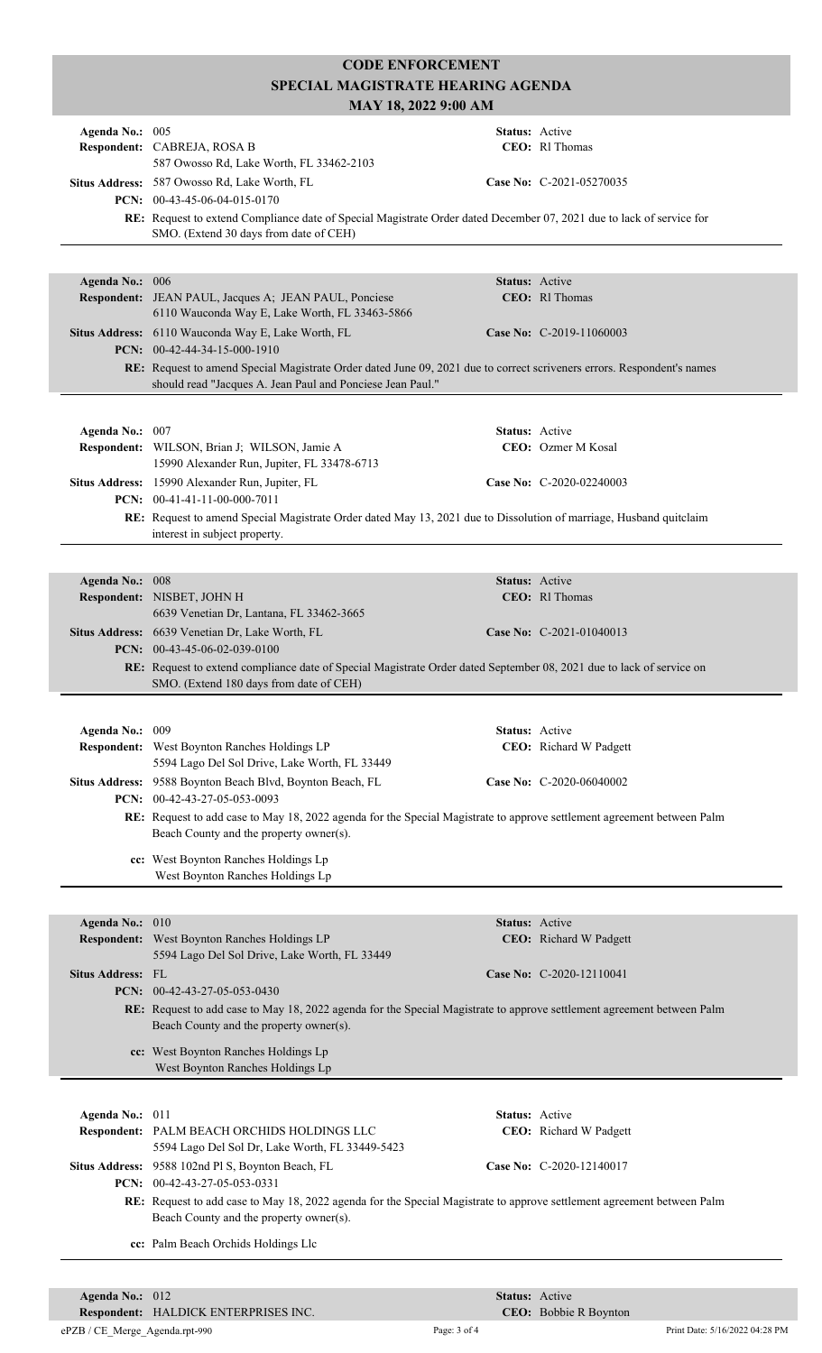# CODE ENFORCEMENT
## SPECIAL MAGISTRATE HEARING AGENDA
### MAY 18, 2022 9:00 AM

---

**Agenda No.:** 005 **Status:** Active
**Respondent:** CABREJA, ROSA B **CEO:** Rl Thomas
587 Owosso Rd, Lake Worth, FL 33462-2103
**Situs Address:** 587 Owosso Rd, Lake Worth, FL **Case No:** C-2021-05270035
**PCN:** 00-43-45-06-04-015-0170
**RE:** Request to extend Compliance date of Special Magistrate Order dated December 07, 2021 due to lack of service for SMO. (Extend 30 days from date of CEH)

---

**Agenda No.:** 006 **Status:** Active
**Respondent:** JEAN PAUL, Jacques A; JEAN PAUL, Ponciese **CEO:** Rl Thomas
6110 Wauconda Way E, Lake Worth, FL 33463-5866
**Situs Address:** 6110 Wauconda Way E, Lake Worth, FL **Case No:** C-2019-11060003
**PCN:** 00-42-44-34-15-000-1910
**RE:** Request to amend Special Magistrate Order dated June 09, 2021 due to correct scriveners errors. Respondent's names should read "Jacques A. Jean Paul and Ponciese Jean Paul."

---

**Agenda No.:** 007 **Status:** Active
**Respondent:** WILSON, Brian J; WILSON, Jamie A **CEO:** Ozmer M Kosal
15990 Alexander Run, Jupiter, FL 33478-6713
**Situs Address:** 15990 Alexander Run, Jupiter, FL **Case No:** C-2020-02240003
**PCN:** 00-41-41-11-00-000-7011
**RE:** Request to amend Special Magistrate Order dated May 13, 2021 due to Dissolution of marriage, Husband quitclaim interest in subject property.

---

**Agenda No.:** 008 **Status:** Active
**Respondent:** NISBET, JOHN H **CEO:** Rl Thomas
6639 Venetian Dr, Lantana, FL 33462-3665
**Situs Address:** 6639 Venetian Dr, Lake Worth, FL **Case No:** C-2021-01040013
**PCN:** 00-43-45-06-02-039-0100
**RE:** Request to extend compliance date of Special Magistrate Order dated September 08, 2021 due to lack of service on SMO. (Extend 180 days from date of CEH)

---

**Agenda No.:** 009 **Status:** Active
**Respondent:** West Boynton Ranches Holdings LP **CEO:** Richard W Padgett
5594 Lago Del Sol Drive, Lake Worth, FL 33449
**Situs Address:** 9588 Boynton Beach Blvd, Boynton Beach, FL **Case No:** C-2020-06040002
**PCN:** 00-42-43-27-05-053-0093
**RE:** Request to add case to May 18, 2022 agenda for the Special Magistrate to approve settlement agreement between Palm Beach County and the property owner(s).

**cc:** West Boynton Ranches Holdings Lp
West Boynton Ranches Holdings Lp

---

**Agenda No.:** 010 **Status:** Active
**Respondent:** West Boynton Ranches Holdings LP **CEO:** Richard W Padgett
5594 Lago Del Sol Drive, Lake Worth, FL 33449
**Situs Address:** FL **Case No:** C-2020-12110041
**PCN:** 00-42-43-27-05-053-0430
**RE:** Request to add case to May 18, 2022 agenda for the Special Magistrate to approve settlement agreement between Palm Beach County and the property owner(s).

**cc:** West Boynton Ranches Holdings Lp
West Boynton Ranches Holdings Lp

---

**Agenda No.:** 011 **Status:** Active
**Respondent:** PALM BEACH ORCHIDS HOLDINGS LLC **CEO:** Richard W Padgett
5594 Lago Del Sol Dr, Lake Worth, FL 33449-5423
**Situs Address:** 9588 102nd Pl S, Boynton Beach, FL **Case No:** C-2020-12140017
**PCN:** 00-42-43-27-05-053-0331
**RE:** Request to add case to May 18, 2022 agenda for the Special Magistrate to approve settlement agreement between Palm Beach County and the property owner(s).

**cc:** Palm Beach Orchids Holdings Llc

---

**Agenda No.:** 012 **Status:** Active
**Respondent:** HALDICK ENTERPRISES INC. **CEO:** Bobbie R Boynton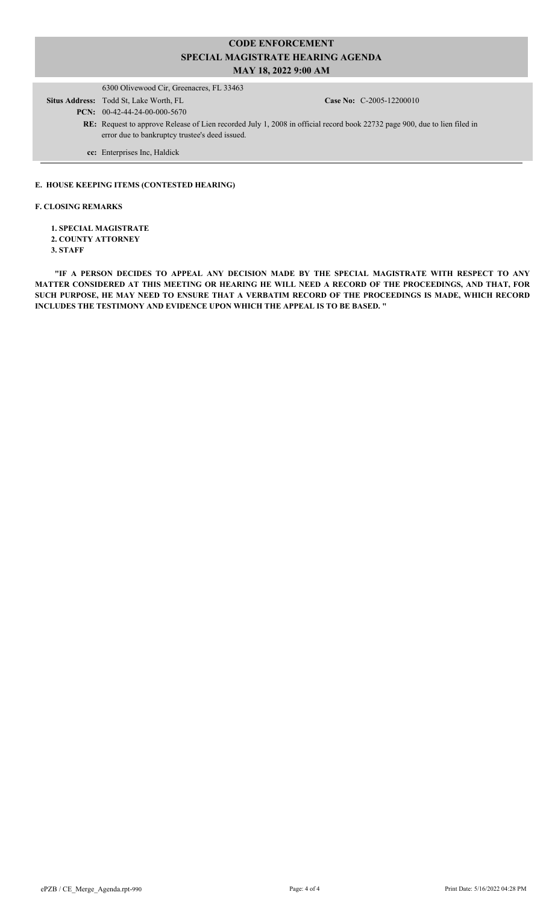# CODE ENFORCEMENT
## SPECIAL MAGISTRATE HEARING AGENDA
### MAY 18, 2022 9:00 AM

6300 Olivewood Cir, Greenacres, FL 33463

**Situs Address:** Todd St, Lake Worth, FL **Case No:** C-2005-12200010

**PCN:** 00-42-44-24-00-000-5670

**RE:** Request to approve Release of Lien recorded July 1, 2008 in official record book 22732 page 900, due to lien filed in error due to bankruptcy trustee's deed issued.

**cc:** Enterprises Inc, Haldick

---

**E. HOUSE KEEPING ITEMS (CONTESTED HEARING)**

**F. CLOSING REMARKS**

1. **SPECIAL MAGISTRATE**
2. **COUNTY ATTORNEY**
3. **STAFF**

**"IF A PERSON DECIDES TO APPEAL ANY DECISION MADE BY THE SPECIAL MAGISTRATE WITH RESPECT TO ANY MATTER CONSIDERED AT THIS MEETING OR HEARING HE WILL NEED A RECORD OF THE PROCEEDINGS, AND THAT, FOR SUCH PURPOSE, HE MAY NEED TO ENSURE THAT A VERBATIM RECORD OF THE PROCEEDINGS IS MADE, WHICH RECORD INCLUDES THE TESTIMONY AND EVIDENCE UPON WHICH THE APPEAL IS TO BE BASED. "**

ePZB / CE_Merge_Agenda.rpt-990 Print Date: 5/16/2022 04:28 PM